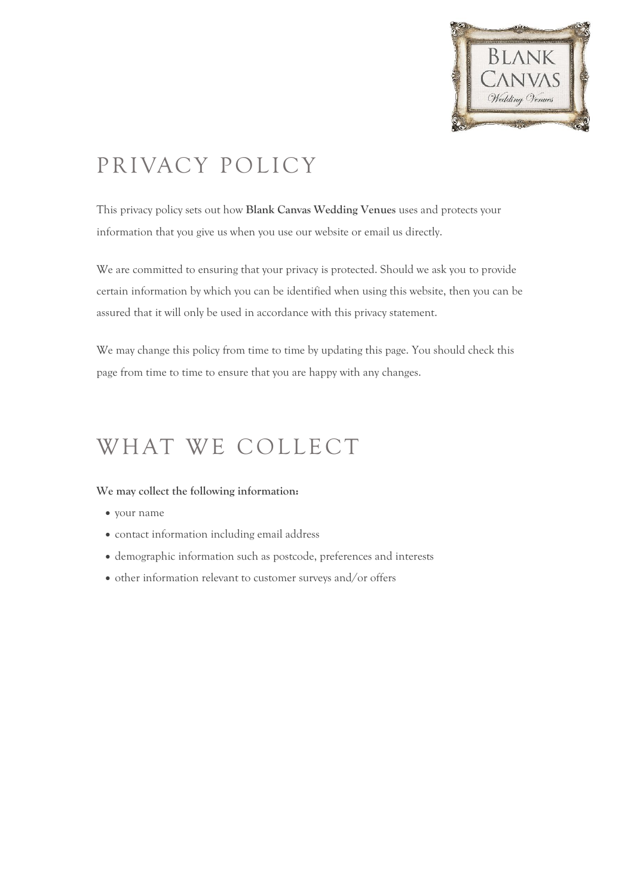# PRIVACY POLICY

This privacy policy sets out how **Blank Canvas Wedding Venues** uses and protects your information that you give us when you use our website or email us directly.

We are committed to ensuring that your privacy is protected. Should we ask you to provide certain information by which you can be identified when using this website, then you can be assured that it will only be used in accordance with this privacy statement.

We may change this policy from time to time by updating this page. You should check this page from time to time to ensure that you are happy with any changes.

# WHAT WE COLLECT

**We may collect the following information:**

- your name
- contact information including email address
- demographic information such as postcode, preferences and interests
- other information relevant to customer surveys and/or offers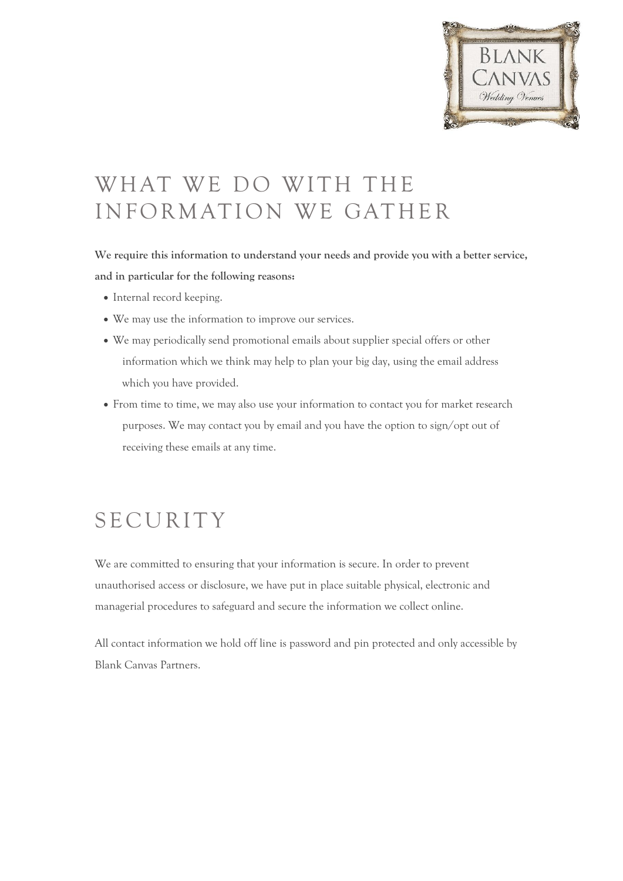# WHAT WE DO WITH THE INFORMATION WE GATHER

**We require this information to understand your needs and provide you with a better service, and in particular for the following reasons:**

- Internal record keeping.
- We may use the information to improve our services.
- We may periodically send promotional emails about supplier special offers or other information which we think may help to plan your big day, using the email address which you have provided.
- From time to time, we may also use your information to contact you for market research purposes. We may contact you by email and you have the option to sign/opt out of receiving these emails at any time.

# SECURITY

We are committed to ensuring that your information is secure. In order to prevent unauthorised access or disclosure, we have put in place suitable physical, electronic and managerial procedures to safeguard and secure the information we collect online.

All contact information we hold off line is password and pin protected and only accessible by Blank Canvas Partners.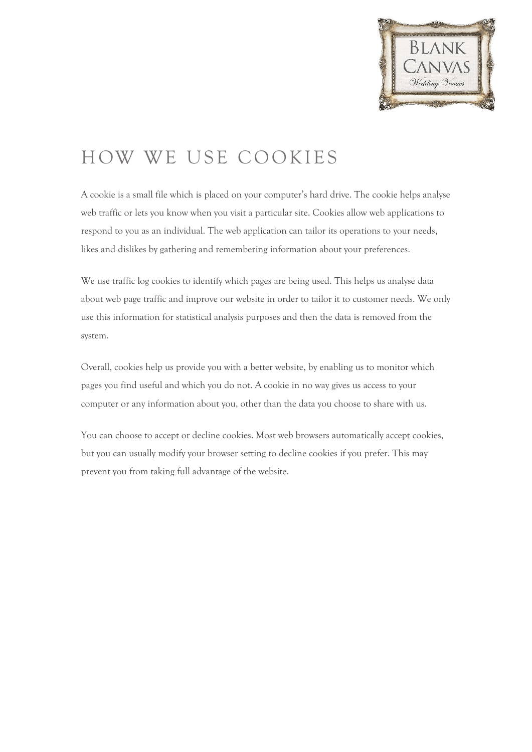# HOW WE USE COOKIES

A cookie is a small file which is placed on your computer's hard drive. The cookie helps analyse web traffic or lets you know when you visit a particular site. Cookies allow web applications to respond to you as an individual. The web application can tailor its operations to your needs, likes and dislikes by gathering and remembering information about your preferences.

We use traffic log cookies to identify which pages are being used. This helps us analyse data about web page traffic and improve our website in order to tailor it to customer needs. We only use this information for statistical analysis purposes and then the data is removed from the system.

Overall, cookies help us provide you with a better website, by enabling us to monitor which pages you find useful and which you do not. A cookie in no way gives us access to your computer or any information about you, other than the data you choose to share with us.

You can choose to accept or decline cookies. Most web browsers automatically accept cookies, but you can usually modify your browser setting to decline cookies if you prefer. This may prevent you from taking full advantage of the website.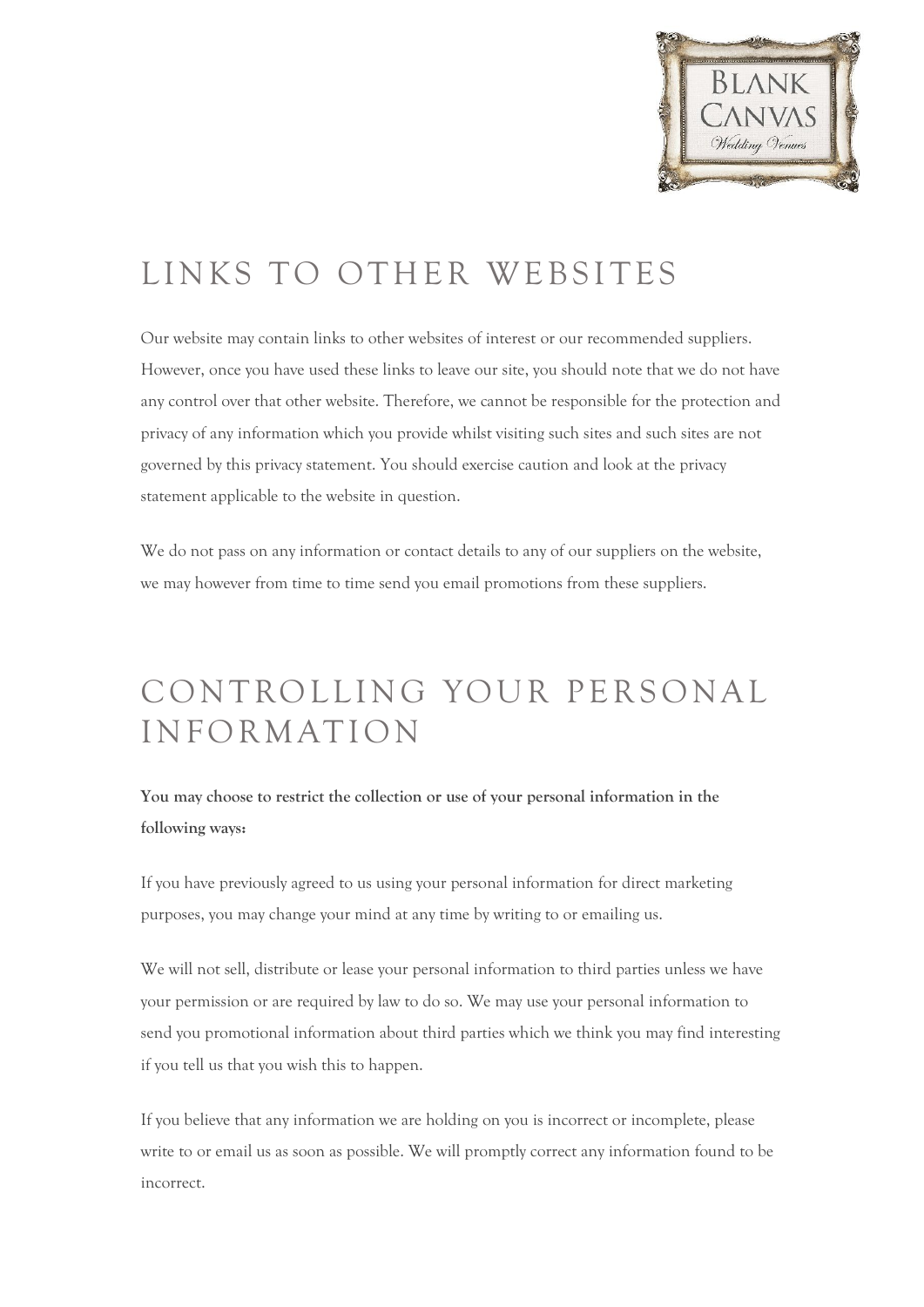## LINKS TO OTHER WEBSITES

Our website may contain links to other websites of interest or our recommended suppliers. However, once you have used these links to leave our site, you should note that we do not have any control over that other website. Therefore, we cannot be responsible for the protection and privacy of any information which you provide whilst visiting such sites and such sites are not governed by this privacy statement. You should exercise caution and look at the privacy statement applicable to the website in question.

We do not pass on any information or contact details to any of our suppliers on the website, we may however from time to time send you email promotions from these suppliers.

## CONTROLLING YOUR PERSONAL INFORMATION

**You may choose to restrict the collection or use of your personal information in the following ways:**

If you have previously agreed to us using your personal information for direct marketing purposes, you may change your mind at any time by writing to or emailing us.

We will not sell, distribute or lease your personal information to third parties unless we have your permission or are required by law to do so. We may use your personal information to send you promotional information about third parties which we think you may find interesting if you tell us that you wish this to happen.

If you believe that any information we are holding on you is incorrect or incomplete, please write to or email us as soon as possible. We will promptly correct any information found to be incorrect.